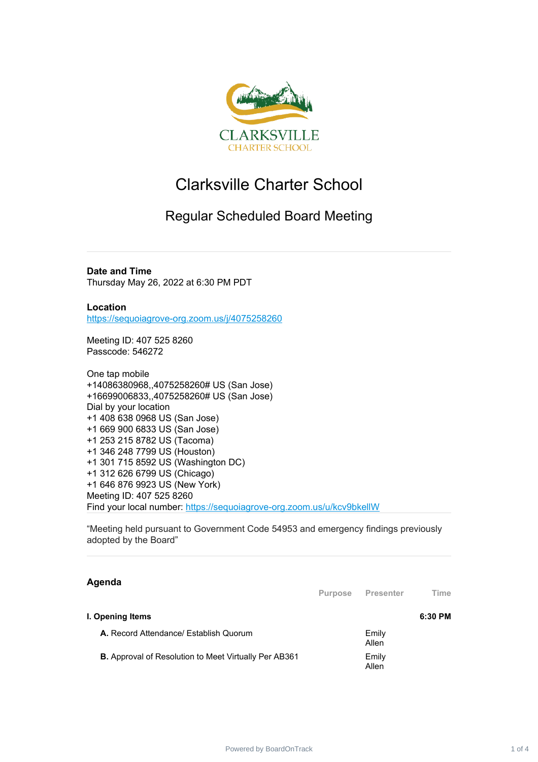# Clarksville Charter School

## Regular Scheduled Board Meeting

**Date and Time**
Thursday May 26, 2022 at 6:30 PM PDT

**Location**
https://sequoiagrove-org.zoom.us/j/4075258260

Meeting ID: 407 525 8260
Passcode: 546272

One tap mobile
+14086380968,,4075258260# US (San Jose)
+16699006833,,4075258260# US (San Jose)
Dial by your location
+1 408 638 0968 US (San Jose)
+1 669 900 6833 US (San Jose)
+1 253 215 8782 US (Tacoma)
+1 346 248 7799 US (Houston)
+1 301 715 8592 US (Washington DC)
+1 312 626 6799 US (Chicago)
+1 646 876 9923 US (New York)
Meeting ID: 407 525 8260
Find your local number: https://sequoiagrove-org.zoom.us/u/kcv9bkellW

"Meeting held pursuant to Government Code 54953 and emergency findings previously adopted by the Board"

### Agenda

| | Purpose | Presenter | Time |
|---|---|---|---|
| **I. Opening Items** | | | **6:30 PM** |
| **A.** Record Attendance/ Establish Quorum | | Emily Allen | |
| **B.** Approval of Resolution to Meet Virtually Per AB361 | | Emily Allen | |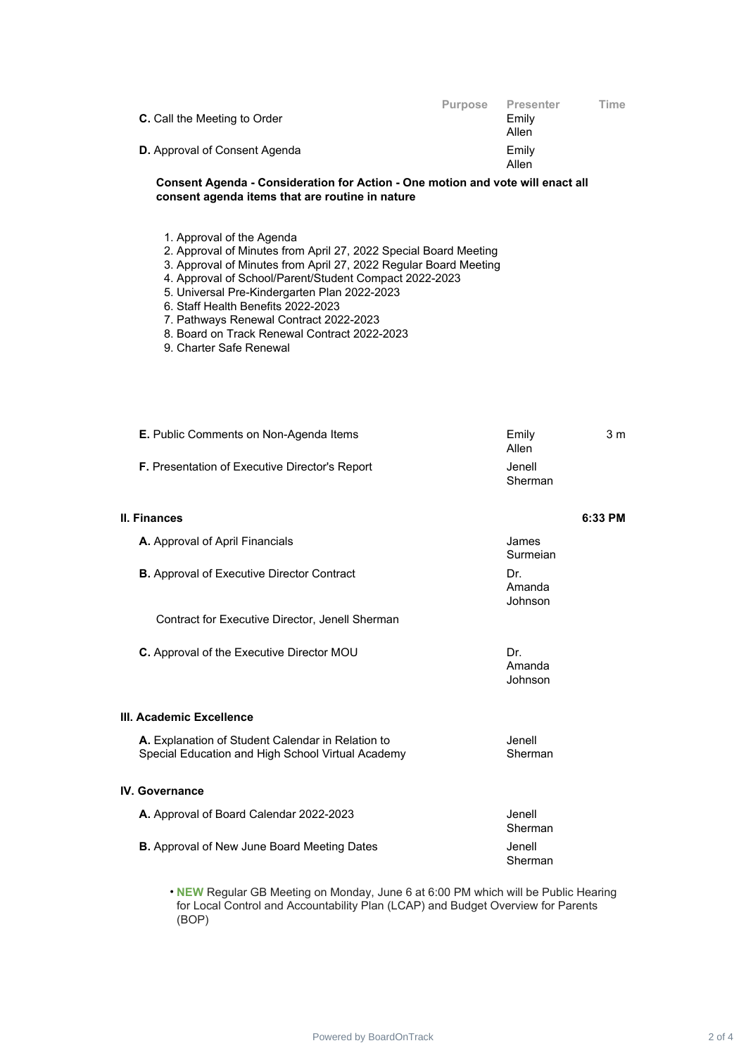| | Purpose | Presenter | Time |
|---|---|---|---|
| **C.** Call the Meeting to Order | | Emily Allen | |
| **D.** Approval of Consent Agenda | | Emily Allen | |

**Consent Agenda - Consideration for Action - One motion and vote will enact all consent agenda items that are routine in nature**

1. Approval of the Agenda
2. Approval of Minutes from April 27, 2022 Special Board Meeting
3. Approval of Minutes from April 27, 2022 Regular Board Meeting
4. Approval of School/Parent/Student Compact 2022-2023
5. Universal Pre-Kindergarten Plan 2022-2023
6. Staff Health Benefits 2022-2023
7. Pathways Renewal Contract 2022-2023
8. Board on Track Renewal Contract 2022-2023
9. Charter Safe Renewal

| | | | |
|---|---|---|---|
| **E.** Public Comments on Non-Agenda Items | | Emily Allen | 3 m |
| **F.** Presentation of Executive Director's Report | | Jenell Sherman | |

## II. Finances — 6:33 PM

| | | | |
|---|---|---|---|
| **A.** Approval of April Financials | | James Surmeian | |
| **B.** Approval of Executive Director Contract | | Dr. Amanda Johnson | |

Contract for Executive Director, Jenell Sherman

| | | | |
|---|---|---|---|
| **C.** Approval of the Executive Director MOU | | Dr. Amanda Johnson | |

## III. Academic Excellence

| | | | |
|---|---|---|---|
| **A.** Explanation of Student Calendar in Relation to Special Education and High School Virtual Academy | | Jenell Sherman | |

## IV. Governance

| | | | |
|---|---|---|---|
| **A.** Approval of Board Calendar 2022-2023 | | Jenell Sherman | |
| **B.** Approval of New June Board Meeting Dates | | Jenell Sherman | |

- **NEW** Regular GB Meeting on Monday, June 6 at 6:00 PM which will be Public Hearing for Local Control and Accountability Plan (LCAP) and Budget Overview for Parents (BOP)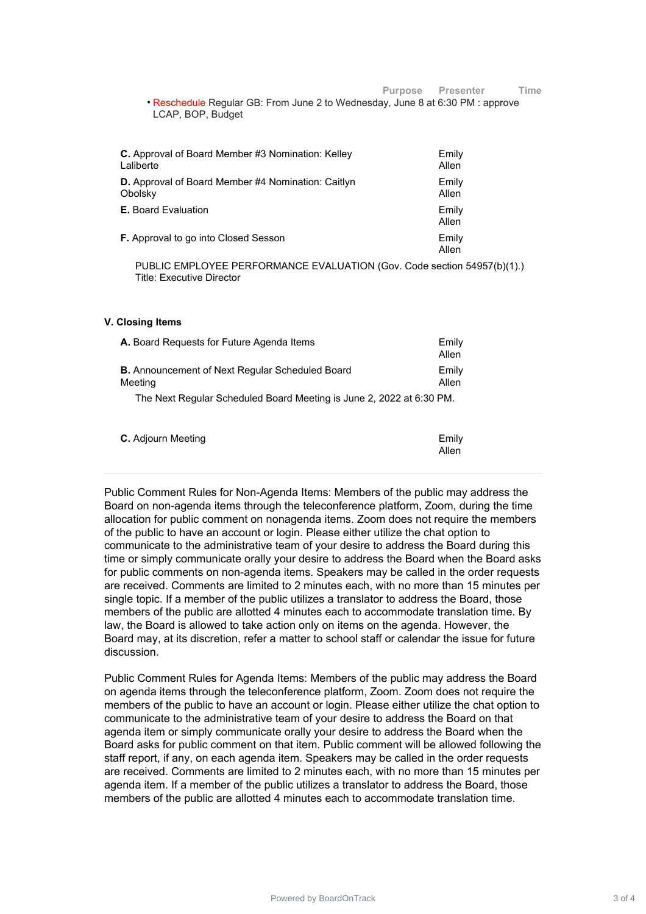| | Purpose | Presenter | Time |
|---|---|---|---|

- Reschedule Regular GB: From June 2 to Wednesday, June 8 at 6:30 PM : approve LCAP, BOP, Budget

| | Purpose | Presenter | Time |
|---|---|---|---|
| **C.** Approval of Board Member #3 Nomination: Kelley Laliberte | | Emily Allen | |
| **D.** Approval of Board Member #4 Nomination: Caitlyn Obolsky | | Emily Allen | |
| **E.** Board Evaluation | | Emily Allen | |
| **F.** Approval to go into Closed Sesson | | Emily Allen | |

PUBLIC EMPLOYEE PERFORMANCE EVALUATION (Gov. Code section 54957(b)(1).)
Title: Executive Director

### V. Closing Items

| | Purpose | Presenter | Time |
|---|---|---|---|
| **A.** Board Requests for Future Agenda Items | | Emily Allen | |
| **B.** Announcement of Next Regular Scheduled Board Meeting | | Emily Allen | |

The Next Regular Scheduled Board Meeting is June 2, 2022 at 6:30 PM.

| | Purpose | Presenter | Time |
|---|---|---|---|
| **C.** Adjourn Meeting | | Emily Allen | |

---

Public Comment Rules for Non-Agenda Items: Members of the public may address the Board on non-agenda items through the teleconference platform, Zoom, during the time allocation for public comment on nonagenda items. Zoom does not require the members of the public to have an account or login. Please either utilize the chat option to communicate to the administrative team of your desire to address the Board during this time or simply communicate orally your desire to address the Board when the Board asks for public comments on non-agenda items. Speakers may be called in the order requests are received. Comments are limited to 2 minutes each, with no more than 15 minutes per single topic. If a member of the public utilizes a translator to address the Board, those members of the public are allotted 4 minutes each to accommodate translation time. By law, the Board is allowed to take action only on items on the agenda. However, the Board may, at its discretion, refer a matter to school staff or calendar the issue for future discussion.

Public Comment Rules for Agenda Items: Members of the public may address the Board on agenda items through the teleconference platform, Zoom. Zoom does not require the members of the public to have an account or login. Please either utilize the chat option to communicate to the administrative team of your desire to address the Board on that agenda item or simply communicate orally your desire to address the Board when the Board asks for public comment on that item. Public comment will be allowed following the staff report, if any, on each agenda item. Speakers may be called in the order requests are received. Comments are limited to 2 minutes each, with no more than 15 minutes per agenda item. If a member of the public utilizes a translator to address the Board, those members of the public are allotted 4 minutes each to accommodate translation time.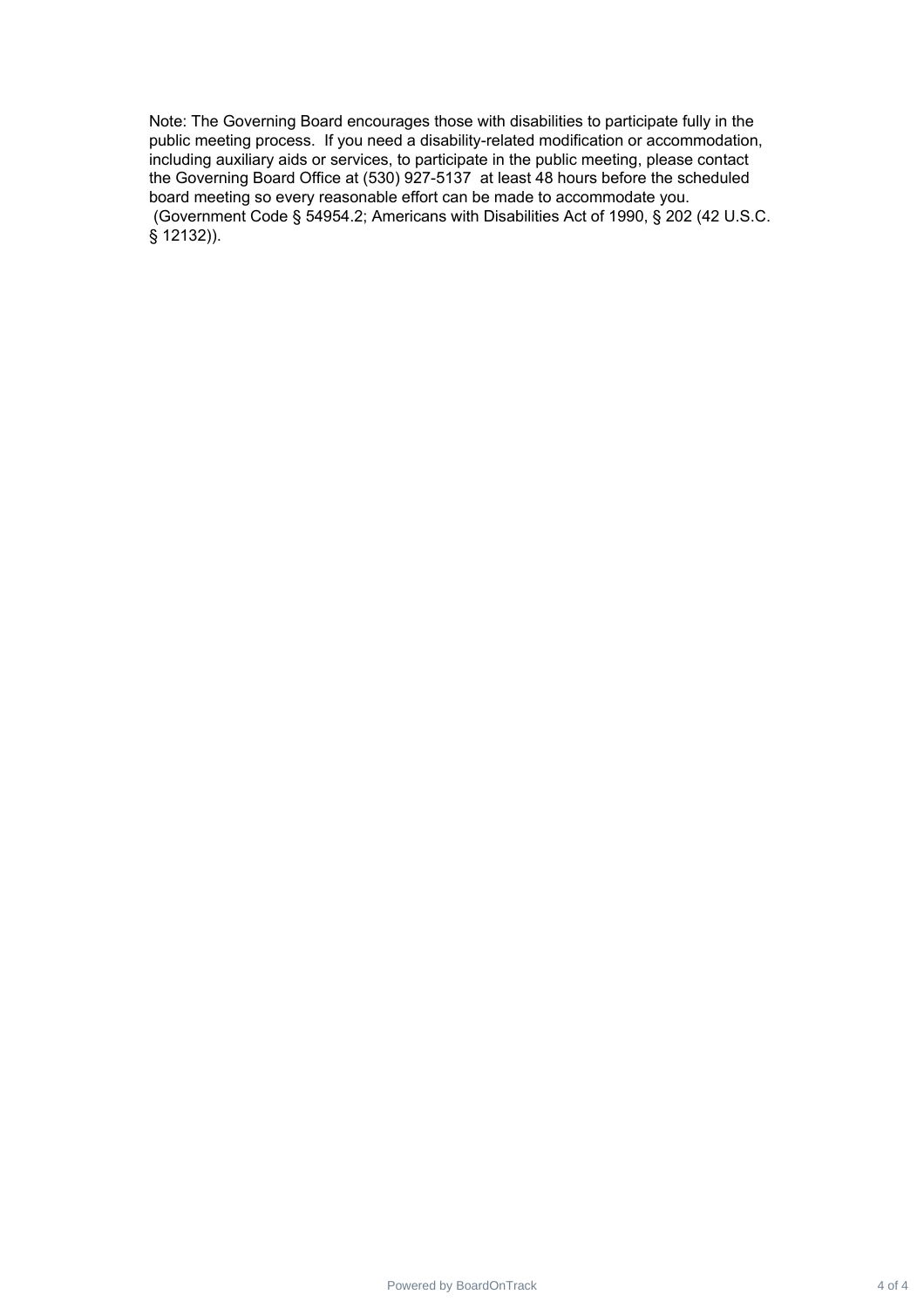Note: The Governing Board encourages those with disabilities to participate fully in the public meeting process. If you need a disability-related modification or accommodation, including auxiliary aids or services, to participate in the public meeting, please contact the Governing Board Office at (530) 927-5137 at least 48 hours before the scheduled board meeting so every reasonable effort can be made to accommodate you. (Government Code § 54954.2; Americans with Disabilities Act of 1990, § 202 (42 U.S.C. § 12132)).